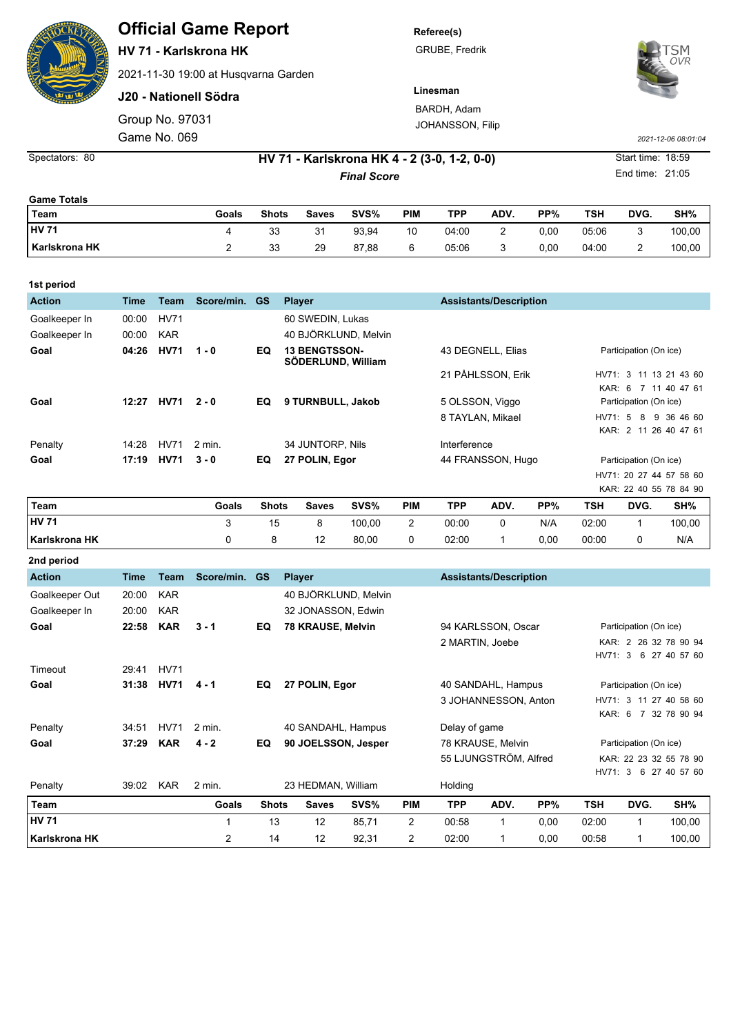# Official Game Report

**HV 71 - Karlskrona HK**

2021-11-30 19:00 at Husqvarna Garden

**J20 - Nationell Södra**

Group No. 97031

Game No. 069

**Referee(s)**

GRUBE, Fredrik

**Linesman**

BARDH, Adam

JOHANSSON, Filip

2021-12-06 08:01:04

Spectators: 80

## HV 71 - Karlskrona HK 4 - 2 (3-0, 1-2, 0-0)

***Final Score***

Start time: 18:59

End time: 21:05

**Game Totals**

| Team | Goals | Shots | Saves | SVS% | PIM | TPP | ADV. | PP% | TSH | DVG. | SH% |
|---|---|---|---|---|---|---|---|---|---|---|---|
| **HV 71** | 4 | 33 | 31 | 93,94 | 10 | 04:00 | 2 | 0,00 | 05:06 | 3 | 100,00 |
| **Karlskrona HK** | 2 | 33 | 29 | 87,88 | 6 | 05:06 | 3 | 0,00 | 04:00 | 2 | 100,00 |

**1st period**

| Action | Time | Team | Score/min. | GS | Player | Assistants/Description | |
|---|---|---|---|---|---|---|---|
| Goalkeeper In | 00:00 | HV71 | | | 60 SWEDIN, Lukas | | |
| Goalkeeper In | 00:00 | KAR | | | 40 BJÖRKLUND, Melvin | | |
| **Goal** | **04:26** | **HV71** | **1 - 0** | **EQ** | **13 BENGTSSON-SÖDERLUND, William** | 43 DEGNELL, Elias | Participation (On ice) |
| | | | | | | 21 PÅHLSSON, Erik | HV71: 3 11 13 21 43 60 |
| | | | | | | | KAR: 6 7 11 40 47 61 |
| **Goal** | **12:27** | **HV71** | **2 - 0** | **EQ** | **9 TURNBULL, Jakob** | 5 OLSSON, Viggo | Participation (On ice) |
| | | | | | | 8 TAYLAN, Mikael | HV71: 5 8 9 36 46 60 |
| | | | | | | | KAR: 2 11 26 40 47 61 |
| Penalty | 14:28 | HV71 | 2 min. | | 34 JUNTORP, Nils | Interference | |
| **Goal** | **17:19** | **HV71** | **3 - 0** | **EQ** | **27 POLIN, Egor** | 44 FRANSSON, Hugo | Participation (On ice) |
| | | | | | | | HV71: 20 27 44 57 58 60 |
| | | | | | | | KAR: 22 40 55 78 84 90 |

| Team | Goals | Shots | Saves | SVS% | PIM | TPP | ADV. | PP% | TSH | DVG. | SH% |
|---|---|---|---|---|---|---|---|---|---|---|---|
| **HV 71** | 3 | 15 | 8 | 100,00 | 2 | 00:00 | 0 | N/A | 02:00 | 1 | 100,00 |
| **Karlskrona HK** | 0 | 8 | 12 | 80,00 | 0 | 02:00 | 1 | 0,00 | 00:00 | 0 | N/A |

**2nd period**

| Action | Time | Team | Score/min. | GS | Player | Assistants/Description | |
|---|---|---|---|---|---|---|---|
| Goalkeeper Out | 20:00 | KAR | | | 40 BJÖRKLUND, Melvin | | |
| Goalkeeper In | 20:00 | KAR | | | 32 JONASSON, Edwin | | |
| **Goal** | **22:58** | **KAR** | **3 - 1** | **EQ** | **78 KRAUSE, Melvin** | 94 KARLSSON, Oscar | Participation (On ice) |
| | | | | | | 2 MARTIN, Joebe | KAR: 2 26 32 78 90 94 |
| | | | | | | | HV71: 3 6 27 40 57 60 |
| Timeout | 29:41 | HV71 | | | | | |
| **Goal** | **31:38** | **HV71** | **4 - 1** | **EQ** | **27 POLIN, Egor** | 40 SANDAHL, Hampus | Participation (On ice) |
| | | | | | | 3 JOHANNESSON, Anton | HV71: 3 11 27 40 58 60 |
| | | | | | | | KAR: 6 7 32 78 90 94 |
| Penalty | 34:51 | HV71 | 2 min. | | 40 SANDAHL, Hampus | Delay of game | |
| **Goal** | **37:29** | **KAR** | **4 - 2** | **EQ** | **90 JOELSSON, Jesper** | 78 KRAUSE, Melvin | Participation (On ice) |
| | | | | | | 55 LJUNGSTRÖM, Alfred | KAR: 22 23 32 55 78 90 |
| | | | | | | | HV71: 3 6 27 40 57 60 |
| Penalty | 39:02 | KAR | 2 min. | | 23 HEDMAN, William | Holding | |

| Team | Goals | Shots | Saves | SVS% | PIM | TPP | ADV. | PP% | TSH | DVG. | SH% |
|---|---|---|---|---|---|---|---|---|---|---|---|
| **HV 71** | 1 | 13 | 12 | 85,71 | 2 | 00:58 | 1 | 0,00 | 02:00 | 1 | 100,00 |
| **Karlskrona HK** | 2 | 14 | 12 | 92,31 | 2 | 02:00 | 1 | 0,00 | 00:58 | 1 | 100,00 |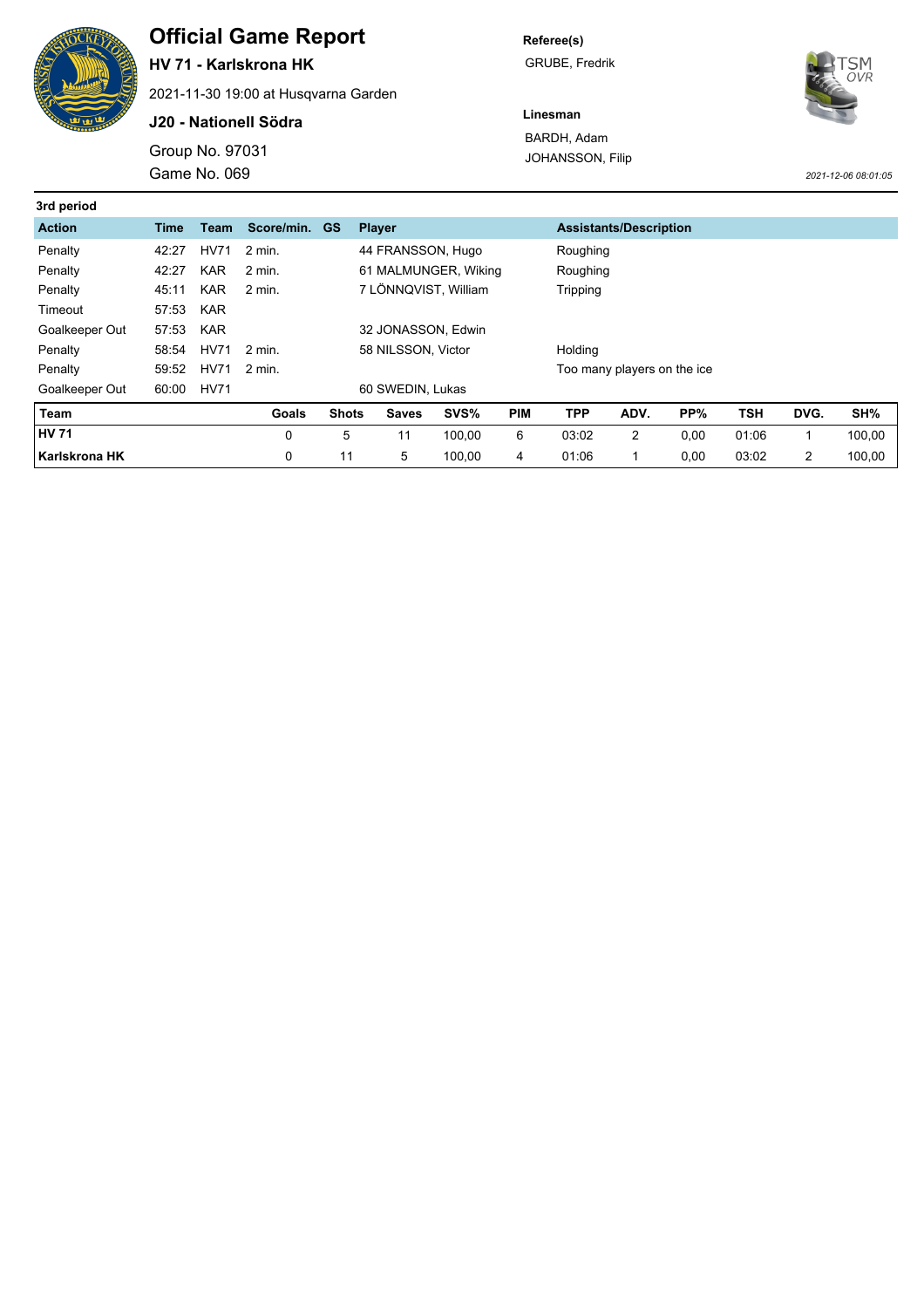# Official Game Report

**HV 71 - Karlskrona HK**

2021-11-30 19:00 at Husqvarna Garden

**J20 - Nationell Södra**

Group No. 97031

Game No. 069

**Referee(s)**

GRUBE, Fredrik

**Linesman**

BARDH, Adam

JOHANSSON, Filip

*2021-12-06 08:01:05*

**3rd period**

| Action | Time | Team | Score/min. | GS | Player | Assistants/Description |
|---|---|---|---|---|---|---|
| Penalty | 42:27 | HV71 | 2 min. | | 44 FRANSSON, Hugo | Roughing |
| Penalty | 42:27 | KAR | 2 min. | | 61 MALMUNGER, Wiking | Roughing |
| Penalty | 45:11 | KAR | 2 min. | | 7 LÖNNQVIST, William | Tripping |
| Timeout | 57:53 | KAR | | | | |
| Goalkeeper Out | 57:53 | KAR | | | 32 JONASSON, Edwin | |
| Penalty | 58:54 | HV71 | 2 min. | | 58 NILSSON, Victor | Holding |
| Penalty | 59:52 | HV71 | 2 min. | | | Too many players on the ice |
| Goalkeeper Out | 60:00 | HV71 | | | 60 SWEDIN, Lukas | |

| Team | Goals | Shots | Saves | SVS% | PIM | TPP | ADV. | PP% | TSH | DVG. | SH% |
|---|---|---|---|---|---|---|---|---|---|---|---|
| **HV 71** | 0 | 5 | 11 | 100,00 | 6 | 03:02 | 2 | 0,00 | 01:06 | 1 | 100,00 |
| **Karlskrona HK** | 0 | 11 | 5 | 100,00 | 4 | 01:06 | 1 | 0,00 | 03:02 | 2 | 100,00 |